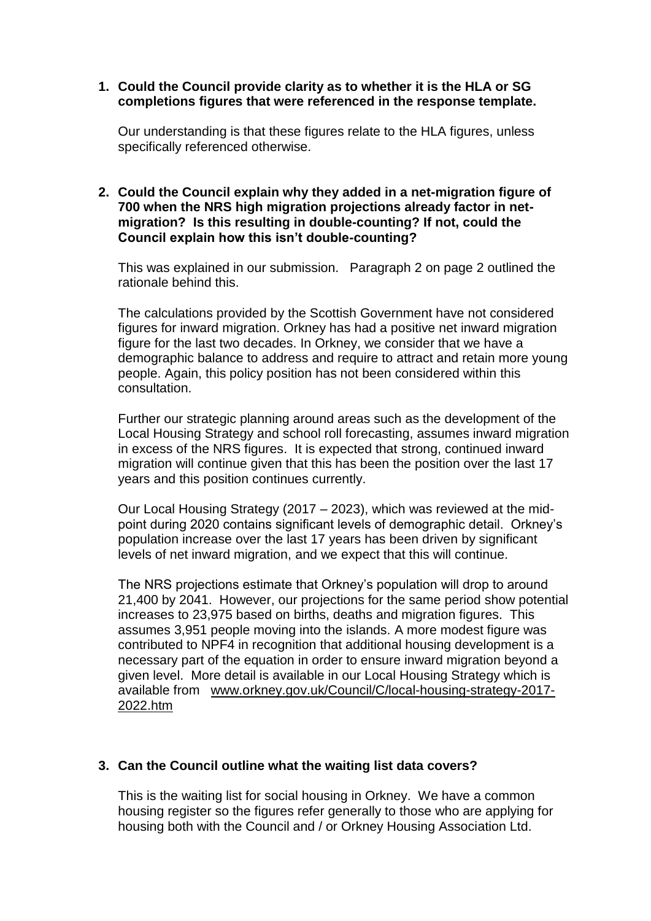1. **Could the Council provide clarity as to whether it is the HLA or SG completions figures that were referenced in the response template.**

   Our understanding is that these figures relate to the HLA figures, unless specifically referenced otherwise.

2. **Could the Council explain why they added in a net-migration figure of 700 when the NRS high migration projections already factor in net-migration? Is this resulting in double-counting? If not, could the Council explain how this isn't double-counting?**

   This was explained in our submission. Paragraph 2 on page 2 outlined the rationale behind this.

   The calculations provided by the Scottish Government have not considered figures for inward migration. Orkney has had a positive net inward migration figure for the last two decades. In Orkney, we consider that we have a demographic balance to address and require to attract and retain more young people. Again, this policy position has not been considered within this consultation.

   Further our strategic planning around areas such as the development of the Local Housing Strategy and school roll forecasting, assumes inward migration in excess of the NRS figures. It is expected that strong, continued inward migration will continue given that this has been the position over the last 17 years and this position continues currently.

   Our Local Housing Strategy (2017 – 2023), which was reviewed at the mid-point during 2020 contains significant levels of demographic detail. Orkney's population increase over the last 17 years has been driven by significant levels of net inward migration, and we expect that this will continue.

   The NRS projections estimate that Orkney's population will drop to around 21,400 by 2041. However, our projections for the same period show potential increases to 23,975 based on births, deaths and migration figures. This assumes 3,951 people moving into the islands. A more modest figure was contributed to NPF4 in recognition that additional housing development is a necessary part of the equation in order to ensure inward migration beyond a given level. More detail is available in our Local Housing Strategy which is available from [www.orkney.gov.uk/Council/C/local-housing-strategy-2017-2022.htm](www.orkney.gov.uk/Council/C/local-housing-strategy-2017-2022.htm)

3. **Can the Council outline what the waiting list data covers?**

   This is the waiting list for social housing in Orkney. We have a common housing register so the figures refer generally to those who are applying for housing both with the Council and / or Orkney Housing Association Ltd.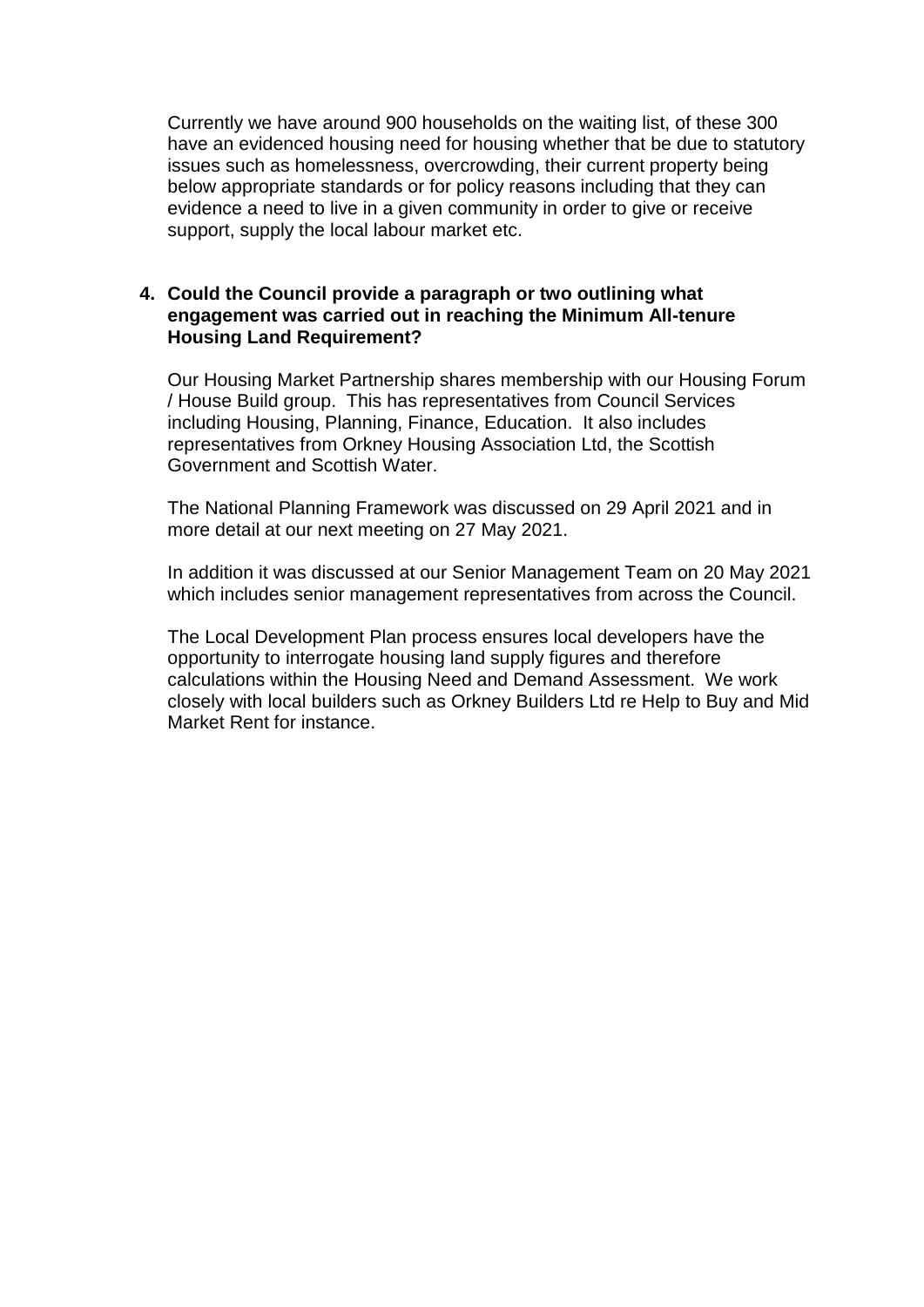Currently we have around 900 households on the waiting list, of these 300 have an evidenced housing need for housing whether that be due to statutory issues such as homelessness, overcrowding, their current property being below appropriate standards or for policy reasons including that they can evidence a need to live in a given community in order to give or receive support, supply the local labour market etc.

**4. Could the Council provide a paragraph or two outlining what engagement was carried out in reaching the Minimum All-tenure Housing Land Requirement?**

Our Housing Market Partnership shares membership with our Housing Forum / House Build group. This has representatives from Council Services including Housing, Planning, Finance, Education. It also includes representatives from Orkney Housing Association Ltd, the Scottish Government and Scottish Water.

The National Planning Framework was discussed on 29 April 2021 and in more detail at our next meeting on 27 May 2021.

In addition it was discussed at our Senior Management Team on 20 May 2021 which includes senior management representatives from across the Council.

The Local Development Plan process ensures local developers have the opportunity to interrogate housing land supply figures and therefore calculations within the Housing Need and Demand Assessment. We work closely with local builders such as Orkney Builders Ltd re Help to Buy and Mid Market Rent for instance.